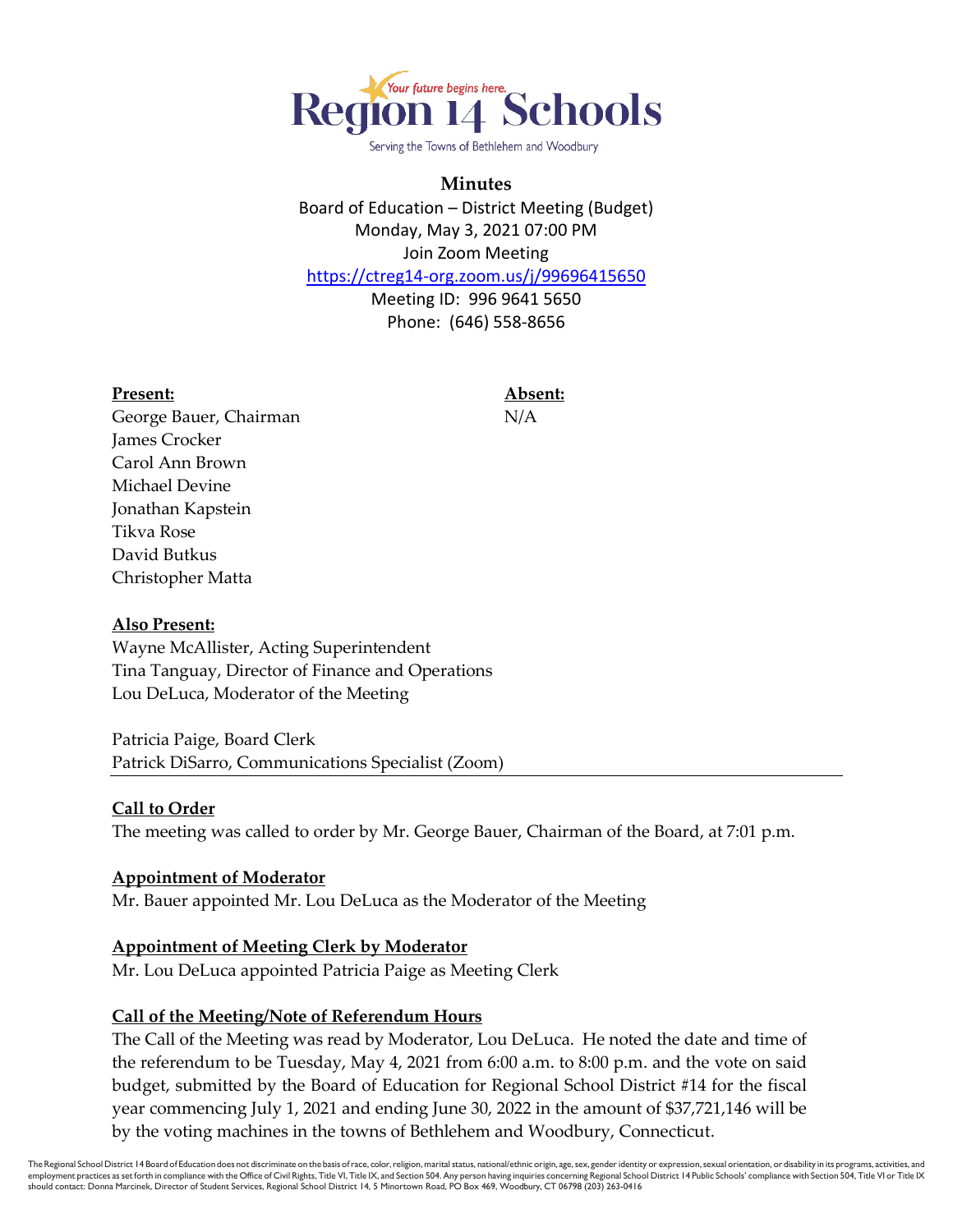Region 14 Schools

Your future begins here.

Serving the Towns of Bethlehem and Woodbury

# Minutes

Board of Education – District Meeting (Budget)
Monday, May 3, 2021 07:00 PM
Join Zoom Meeting
https://ctreg14-org.zoom.us/j/99696415650
Meeting ID: 996 9641 5650
Phone: (646) 558-8656

| **Present:** | **Absent:** |
|---|---|
| George Bauer, Chairman | N/A |
| James Crocker | |
| Carol Ann Brown | |
| Michael Devine | |
| Jonathan Kapstein | |
| Tikva Rose | |
| David Butkus | |
| Christopher Matta | |

**Also Present:**
Wayne McAllister, Acting Superintendent
Tina Tanguay, Director of Finance and Operations
Lou DeLuca, Moderator of the Meeting

Patricia Paige, Board Clerk
Patrick DiSarro, Communications Specialist (Zoom)

---

**Call to Order**

The meeting was called to order by Mr. George Bauer, Chairman of the Board, at 7:01 p.m.

**Appointment of Moderator**

Mr. Bauer appointed Mr. Lou DeLuca as the Moderator of the Meeting

**Appointment of Meeting Clerk by Moderator**

Mr. Lou DeLuca appointed Patricia Paige as Meeting Clerk

**Call of the Meeting/Note of Referendum Hours**

The Call of the Meeting was read by Moderator, Lou DeLuca. He noted the date and time of the referendum to be Tuesday, May 4, 2021 from 6:00 a.m. to 8:00 p.m. and the vote on said budget, submitted by the Board of Education for Regional School District #14 for the fiscal year commencing July 1, 2021 and ending June 30, 2022 in the amount of $37,721,146 will be by the voting machines in the towns of Bethlehem and Woodbury, Connecticut.

The Regional School District 14 Board of Education does not discriminate on the basis of race, color, religion, marital status, national/ethnic origin, age, sex, gender identity or expression, sexual orientation, or disability in its programs, activities, and employment practices as set forth in compliance with the Office of Civil Rights, Title VI, Title IX, and Section 504. Any person having inquiries concerning Regional School District 14 Public Schools' compliance with Section 504, Title VI or Title IX should contact: Donna Marcinek, Director of Student Services, Regional School District 14, 5 Minortown Road, PO Box 469, Woodbury, CT 06798 (203) 263-0416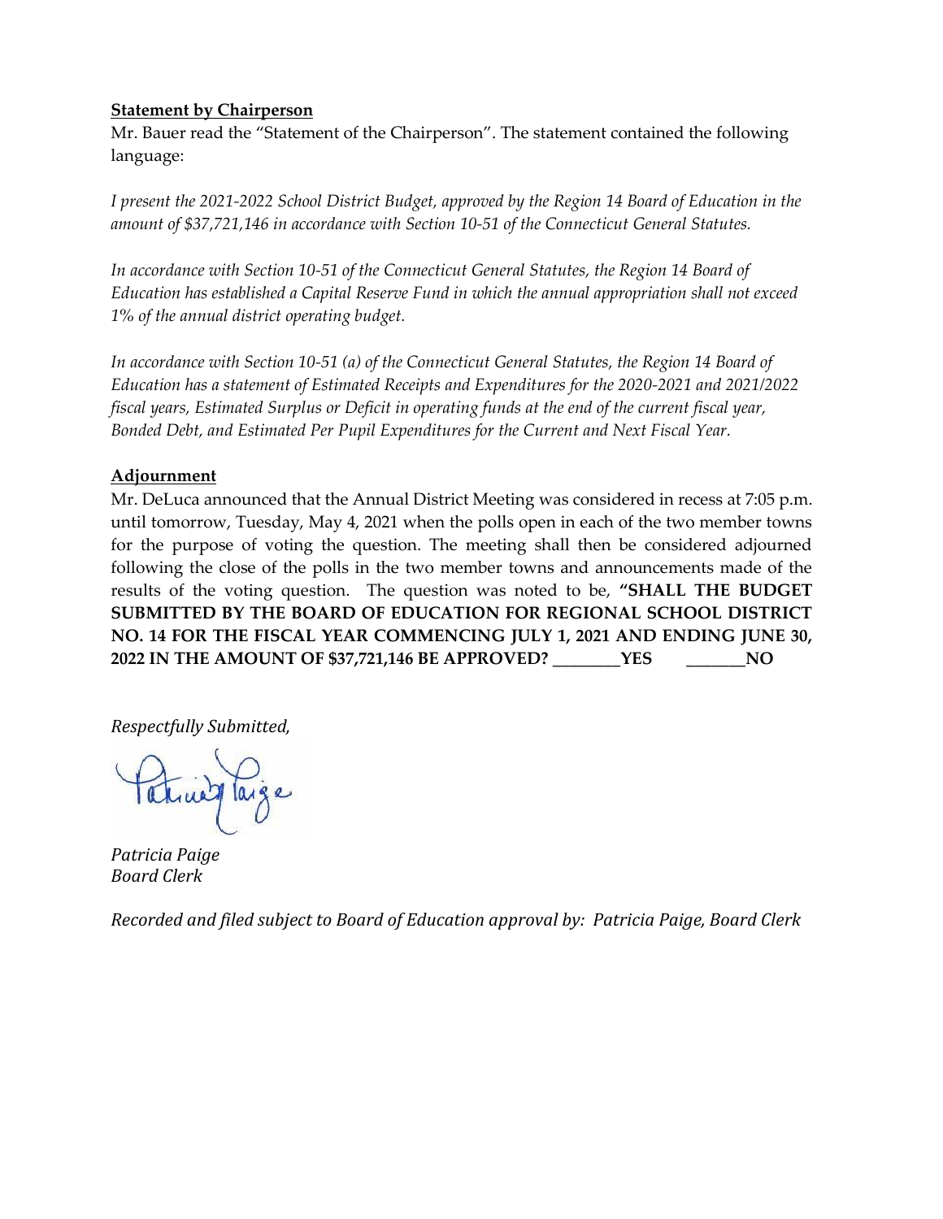**Statement by Chairperson**

Mr. Bauer read the "Statement of the Chairperson". The statement contained the following language:

*I present the 2021-2022 School District Budget, approved by the Region 14 Board of Education in the amount of $37,721,146 in accordance with Section 10-51 of the Connecticut General Statutes.*

*In accordance with Section 10-51 of the Connecticut General Statutes, the Region 14 Board of Education has established a Capital Reserve Fund in which the annual appropriation shall not exceed 1% of the annual district operating budget.*

*In accordance with Section 10-51 (a) of the Connecticut General Statutes, the Region 14 Board of Education has a statement of Estimated Receipts and Expenditures for the 2020-2021 and 2021/2022 fiscal years, Estimated Surplus or Deficit in operating funds at the end of the current fiscal year, Bonded Debt, and Estimated Per Pupil Expenditures for the Current and Next Fiscal Year.*

**Adjournment**

Mr. DeLuca announced that the Annual District Meeting was considered in recess at 7:05 p.m. until tomorrow, Tuesday, May 4, 2021 when the polls open in each of the two member towns for the purpose of voting the question. The meeting shall then be considered adjourned following the close of the polls in the two member towns and announcements made of the results of the voting question. The question was noted to be, **"SHALL THE BUDGET SUBMITTED BY THE BOARD OF EDUCATION FOR REGIONAL SCHOOL DISTRICT NO. 14 FOR THE FISCAL YEAR COMMENCING JULY 1, 2021 AND ENDING JUNE 30, 2022 IN THE AMOUNT OF $37,721,146 BE APPROVED? ________YES _______NO**

*Respectfully Submitted,*

*Patricia Paige*
*Board Clerk*

*Recorded and filed subject to Board of Education approval by: Patricia Paige, Board Clerk*